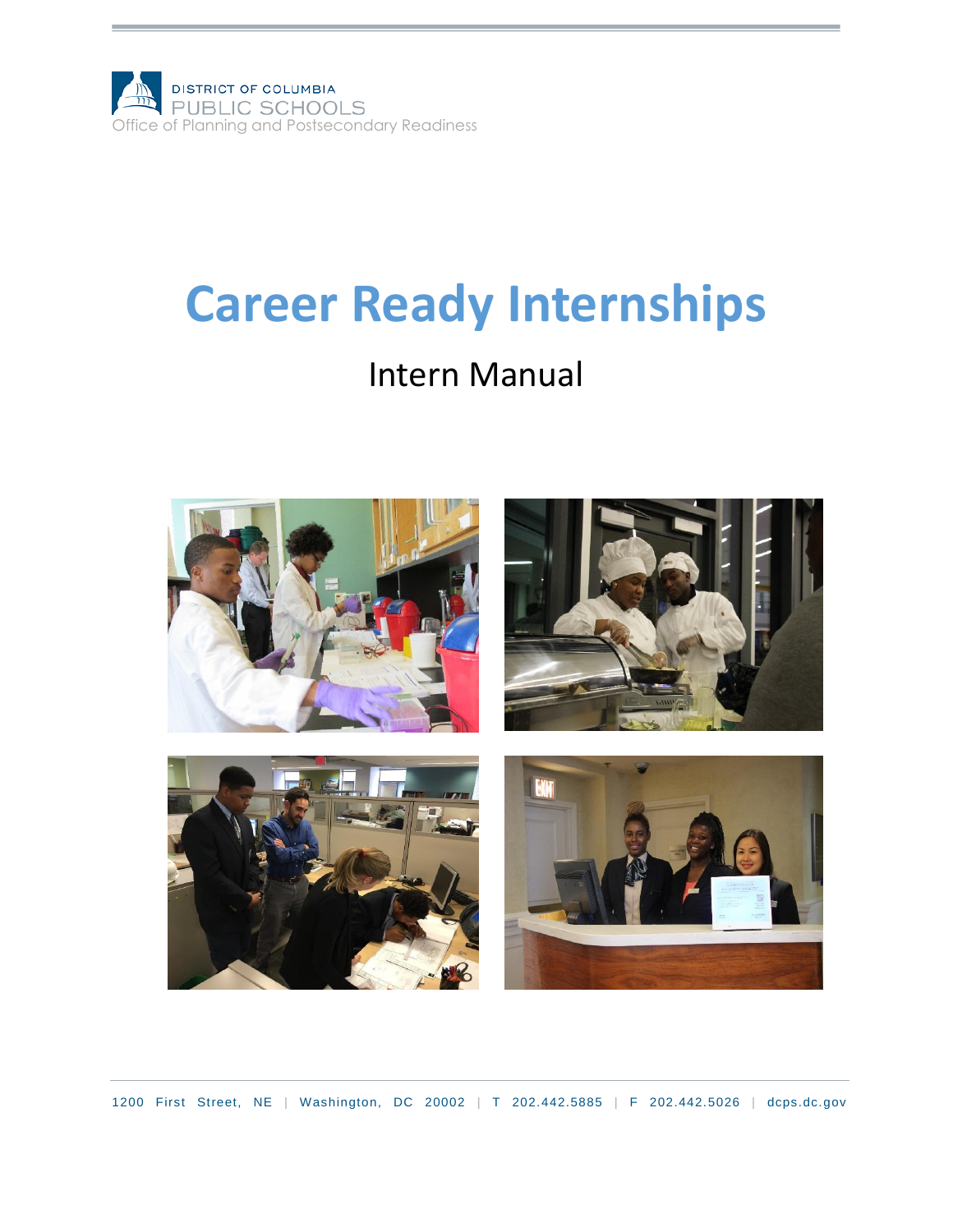DISTRICT OF COLUMBIA
PUBLIC SCHOOLS
Office of Planning and Postsecondary Readiness

# Career Ready Internships

## Intern Manual

1200 First Street, NE | Washington, DC 20002 | T 202.442.5885 | F 202.442.5026 | dcps.dc.gov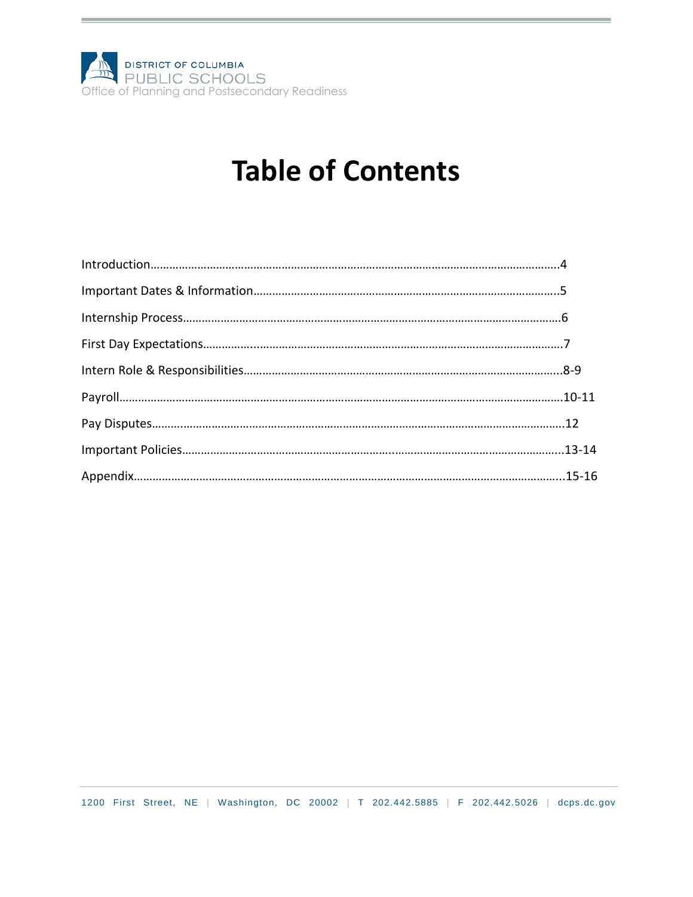DISTRICT OF COLUMBIA
PUBLIC SCHOOLS
Office of Planning and Postsecondary Readiness

# Table of Contents

Introduction……………………………………………………………………………………………………………4

Important Dates & Information……………………………………………………………………………….5

Internship Process……………………………………………………………………………………………………6

First Day Expectations………………………………………………………………………………………………7

Intern Role & Responsibilities……………………………………………………………………………………8-9

Payroll………………………………………………………………………………………………………………………10-11

Pay Disputes……………………………………………………………………………………………………………12

Important Policies……………………………………………………………………………………………………13-14

Appendix…………………………………………………………………………………………………………………15-16

1200 First Street, NE | Washington, DC 20002 | T 202.442.5885 | F 202.442.5026 | dcps.dc.gov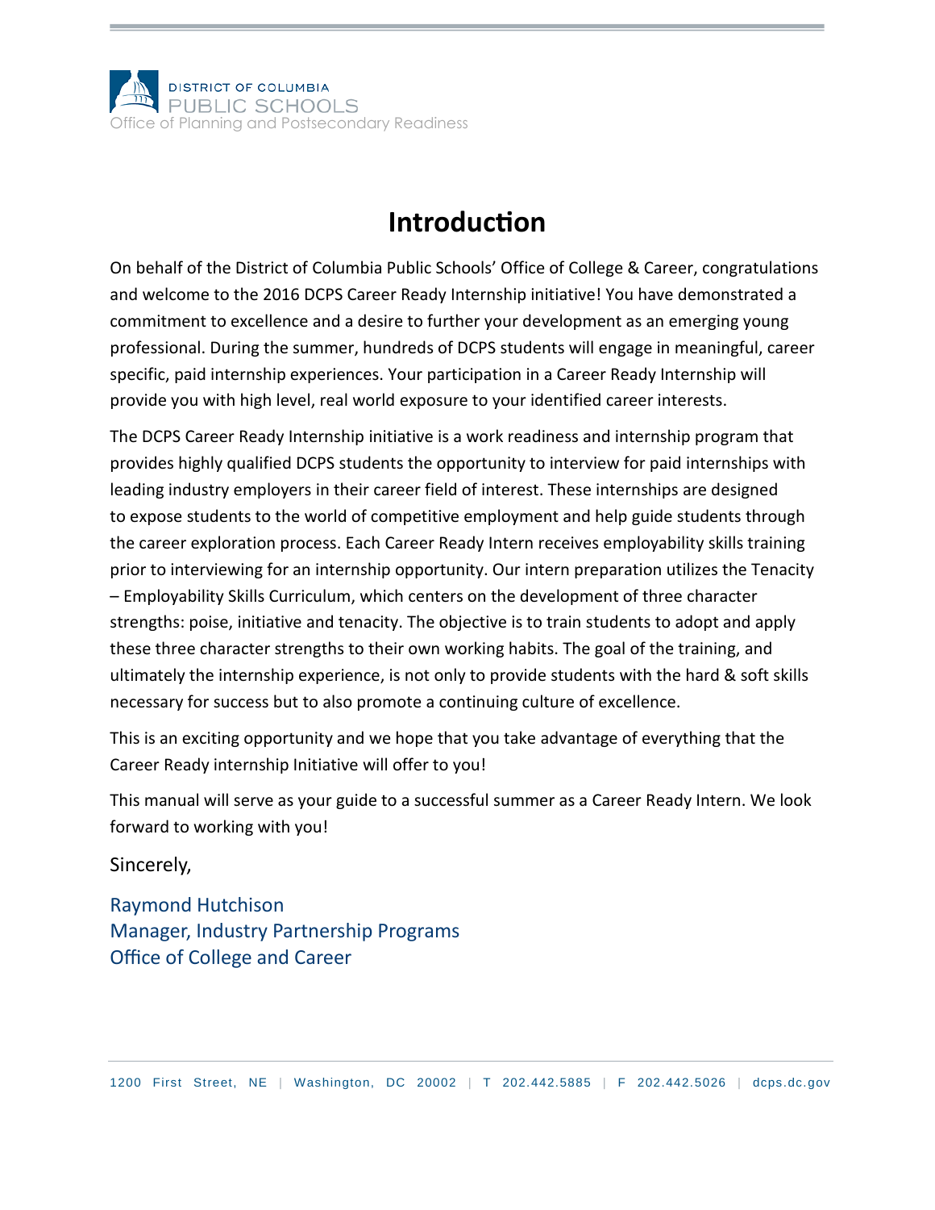DISTRICT OF COLUMBIA
PUBLIC SCHOOLS
Office of Planning and Postsecondary Readiness

# Introduction

On behalf of the District of Columbia Public Schools' Office of College & Career, congratulations and welcome to the 2016 DCPS Career Ready Internship initiative! You have demonstrated a commitment to excellence and a desire to further your development as an emerging young professional. During the summer, hundreds of DCPS students will engage in meaningful, career specific, paid internship experiences. Your participation in a Career Ready Internship will provide you with high level, real world exposure to your identified career interests.

The DCPS Career Ready Internship initiative is a work readiness and internship program that provides highly qualified DCPS students the opportunity to interview for paid internships with leading industry employers in their career field of interest. These internships are designed to expose students to the world of competitive employment and help guide students through the career exploration process. Each Career Ready Intern receives employability skills training prior to interviewing for an internship opportunity. Our intern preparation utilizes the Tenacity – Employability Skills Curriculum, which centers on the development of three character strengths: poise, initiative and tenacity. The objective is to train students to adopt and apply these three character strengths to their own working habits. The goal of the training, and ultimately the internship experience, is not only to provide students with the hard & soft skills necessary for success but to also promote a continuing culture of excellence.

This is an exciting opportunity and we hope that you take advantage of everything that the Career Ready internship Initiative will offer to you!

This manual will serve as your guide to a successful summer as a Career Ready Intern. We look forward to working with you!

Sincerely,

Raymond Hutchison
Manager, Industry Partnership Programs
Office of College and Career

1200 First Street, NE | Washington, DC 20002 | T 202.442.5885 | F 202.442.5026 | dcps.dc.gov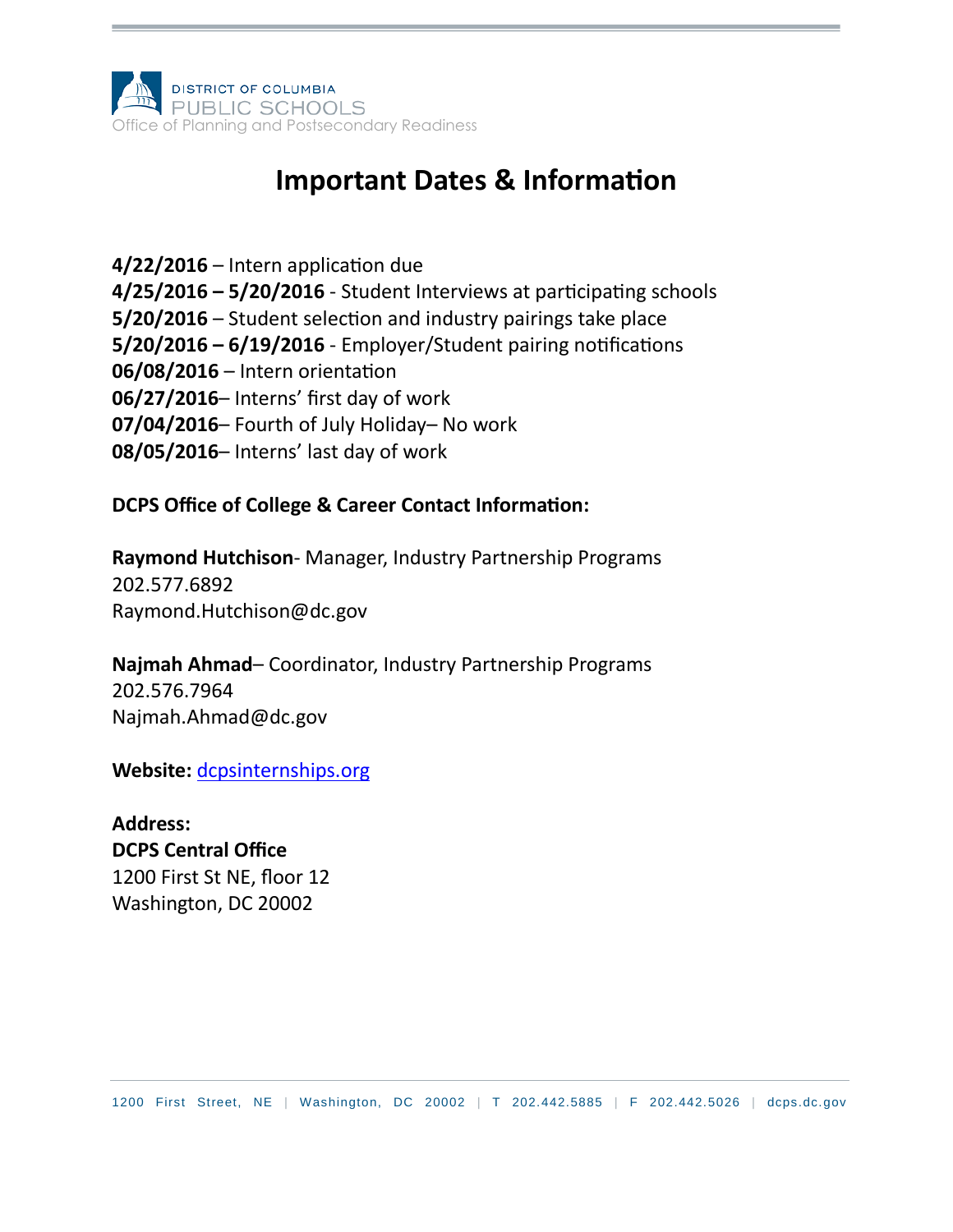DISTRICT OF COLUMBIA
PUBLIC SCHOOLS
Office of Planning and Postsecondary Readiness

# Important Dates & Information

**4/22/2016** – Intern application due
**4/25/2016 – 5/20/2016** - Student Interviews at participating schools
**5/20/2016** – Student selection and industry pairings take place
**5/20/2016 – 6/19/2016** - Employer/Student pairing notifications
**06/08/2016** – Intern orientation
**06/27/2016**– Interns' first day of work
**07/04/2016**– Fourth of July Holiday– No work
**08/05/2016**– Interns' last day of work

**DCPS Office of College & Career Contact Information:**

**Raymond Hutchison**- Manager, Industry Partnership Programs
202.577.6892
Raymond.Hutchison@dc.gov

**Najmah Ahmad**– Coordinator, Industry Partnership Programs
202.576.7964
Najmah.Ahmad@dc.gov

**Website:** [dcpsinternships.org](dcpsinternships.org)

**Address:**
**DCPS Central Office**
1200 First St NE, floor 12
Washington, DC 20002

1200 First Street, NE | Washington, DC 20002 | T 202.442.5885 | F 202.442.5026 | dcps.dc.gov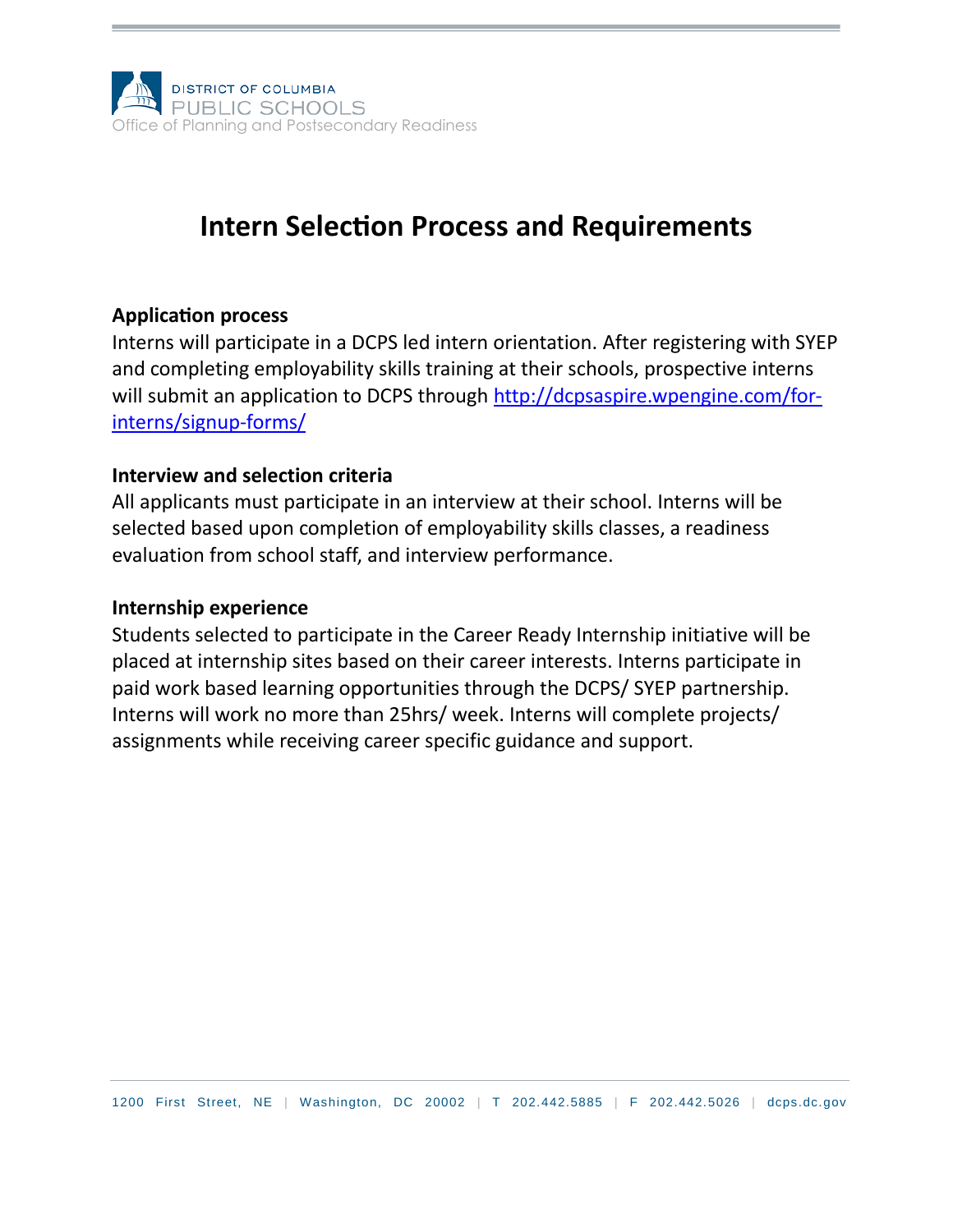DISTRICT OF COLUMBIA
PUBLIC SCHOOLS
Office of Planning and Postsecondary Readiness

# Intern Selection Process and Requirements

**Application process**

Interns will participate in a DCPS led intern orientation. After registering with SYEP and completing employability skills training at their schools, prospective interns will submit an application to DCPS through [http://dcpsaspire.wpengine.com/for-interns/signup-forms/](http://dcpsaspire.wpengine.com/for-interns/signup-forms/)

**Interview and selection criteria**

All applicants must participate in an interview at their school. Interns will be selected based upon completion of employability skills classes, a readiness evaluation from school staff, and interview performance.

**Internship experience**

Students selected to participate in the Career Ready Internship initiative will be placed at internship sites based on their career interests. Interns participate in paid work based learning opportunities through the DCPS/ SYEP partnership. Interns will work no more than 25hrs/ week. Interns will complete projects/ assignments while receiving career specific guidance and support.

1200 First Street, NE | Washington, DC 20002 | T 202.442.5885 | F 202.442.5026 | dcps.dc.gov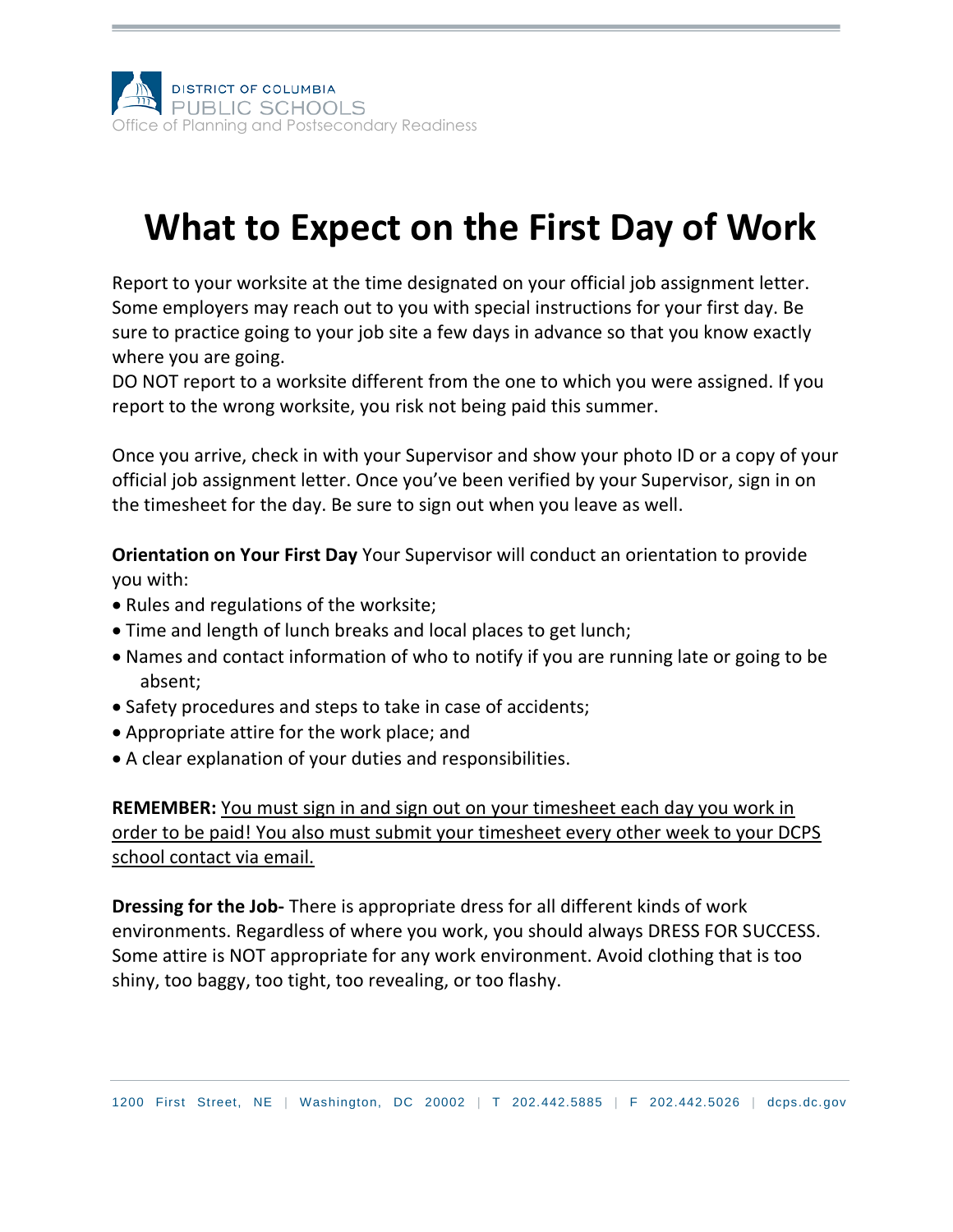DISTRICT OF COLUMBIA
PUBLIC SCHOOLS
Office of Planning and Postsecondary Readiness

# What to Expect on the First Day of Work

Report to your worksite at the time designated on your official job assignment letter. Some employers may reach out to you with special instructions for your first day. Be sure to practice going to your job site a few days in advance so that you know exactly where you are going.
DO NOT report to a worksite different from the one to which you were assigned. If you report to the wrong worksite, you risk not being paid this summer.

Once you arrive, check in with your Supervisor and show your photo ID or a copy of your official job assignment letter. Once you've been verified by your Supervisor, sign in on the timesheet for the day. Be sure to sign out when you leave as well.

**Orientation on Your First Day** Your Supervisor will conduct an orientation to provide you with:

- Rules and regulations of the worksite;
- Time and length of lunch breaks and local places to get lunch;
- Names and contact information of who to notify if you are running late or going to be absent;
- Safety procedures and steps to take in case of accidents;
- Appropriate attire for the work place; and
- A clear explanation of your duties and responsibilities.

**REMEMBER:** <u>You must sign in and sign out on your timesheet each day you work in order to be paid! You also must submit your timesheet every other week to your DCPS school contact via email.</u>

**Dressing for the Job-** There is appropriate dress for all different kinds of work environments. Regardless of where you work, you should always DRESS FOR SUCCESS. Some attire is NOT appropriate for any work environment. Avoid clothing that is too shiny, too baggy, too tight, too revealing, or too flashy.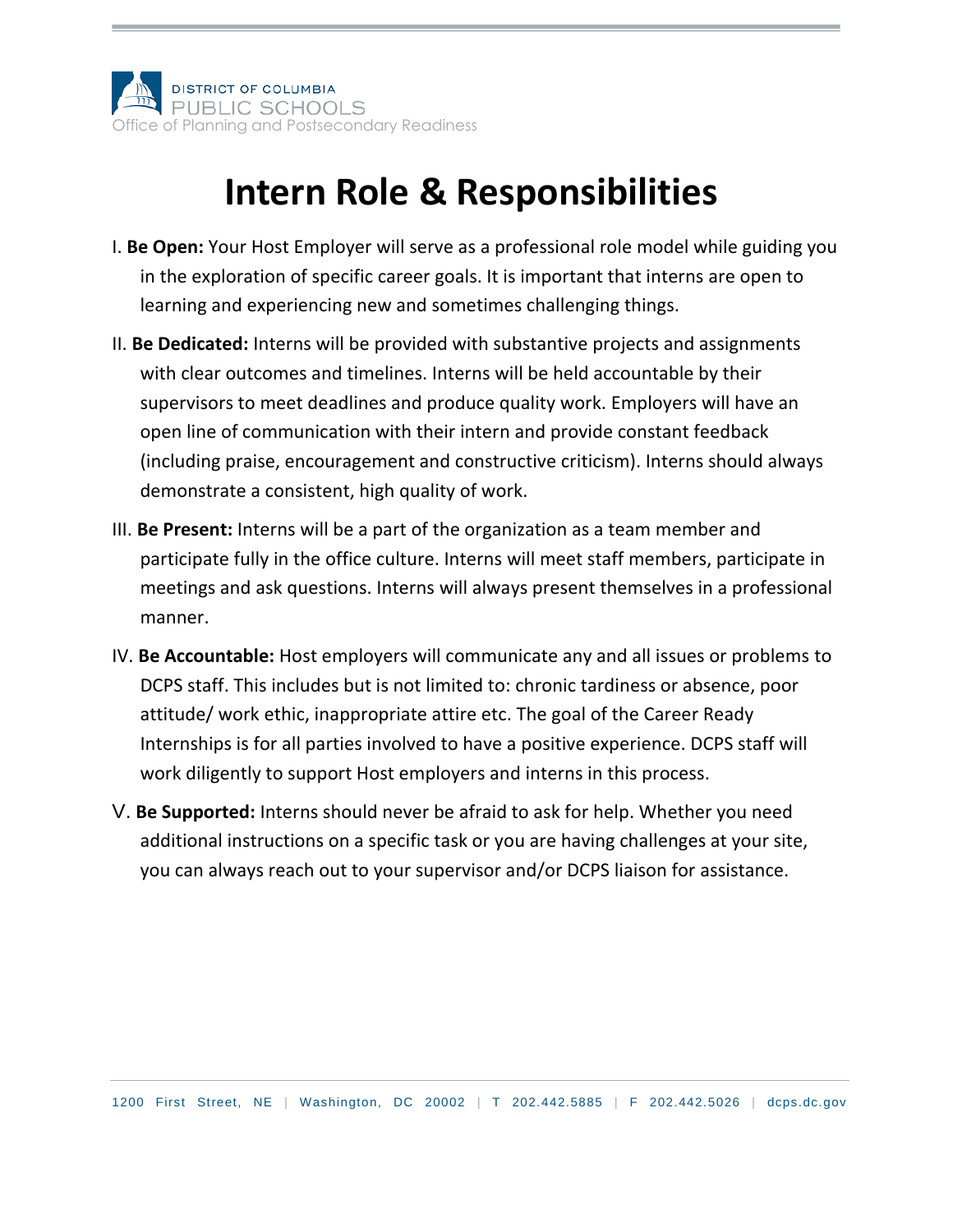DISTRICT OF COLUMBIA
PUBLIC SCHOOLS
Office of Planning and Postsecondary Readiness

# Intern Role & Responsibilities

I. **Be Open:** Your Host Employer will serve as a professional role model while guiding you in the exploration of specific career goals. It is important that interns are open to learning and experiencing new and sometimes challenging things.

II. **Be Dedicated:** Interns will be provided with substantive projects and assignments with clear outcomes and timelines. Interns will be held accountable by their supervisors to meet deadlines and produce quality work. Employers will have an open line of communication with their intern and provide constant feedback (including praise, encouragement and constructive criticism). Interns should always demonstrate a consistent, high quality of work.

III. **Be Present:** Interns will be a part of the organization as a team member and participate fully in the office culture. Interns will meet staff members, participate in meetings and ask questions. Interns will always present themselves in a professional manner.

IV. **Be Accountable:** Host employers will communicate any and all issues or problems to DCPS staff. This includes but is not limited to: chronic tardiness or absence, poor attitude/ work ethic, inappropriate attire etc. The goal of the Career Ready Internships is for all parties involved to have a positive experience. DCPS staff will work diligently to support Host employers and interns in this process.

V. **Be Supported:** Interns should never be afraid to ask for help. Whether you need additional instructions on a specific task or you are having challenges at your site, you can always reach out to your supervisor and/or DCPS liaison for assistance.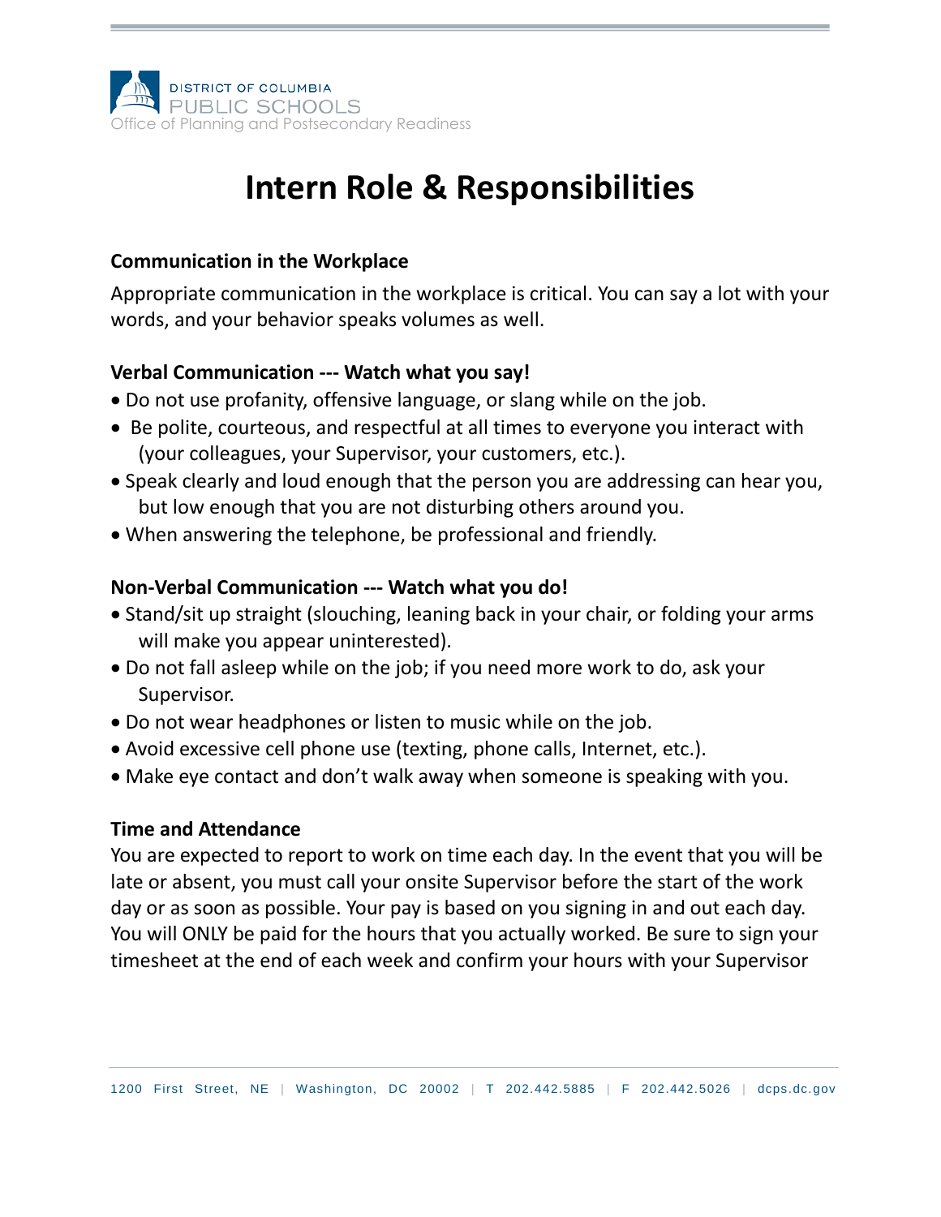# Intern Role & Responsibilities

**Communication in the Workplace**

Appropriate communication in the workplace is critical. You can say a lot with your words, and your behavior speaks volumes as well.

**Verbal Communication --- Watch what you say!**

- Do not use profanity, offensive language, or slang while on the job.
- Be polite, courteous, and respectful at all times to everyone you interact with (your colleagues, your Supervisor, your customers, etc.).
- Speak clearly and loud enough that the person you are addressing can hear you, but low enough that you are not disturbing others around you.
- When answering the telephone, be professional and friendly.

**Non-Verbal Communication --- Watch what you do!**

- Stand/sit up straight (slouching, leaning back in your chair, or folding your arms will make you appear uninterested).
- Do not fall asleep while on the job; if you need more work to do, ask your Supervisor.
- Do not wear headphones or listen to music while on the job.
- Avoid excessive cell phone use (texting, phone calls, Internet, etc.).
- Make eye contact and don't walk away when someone is speaking with you.

**Time and Attendance**

You are expected to report to work on time each day. In the event that you will be late or absent, you must call your onsite Supervisor before the start of the work day or as soon as possible. Your pay is based on you signing in and out each day. You will ONLY be paid for the hours that you actually worked. Be sure to sign your timesheet at the end of each week and confirm your hours with your Supervisor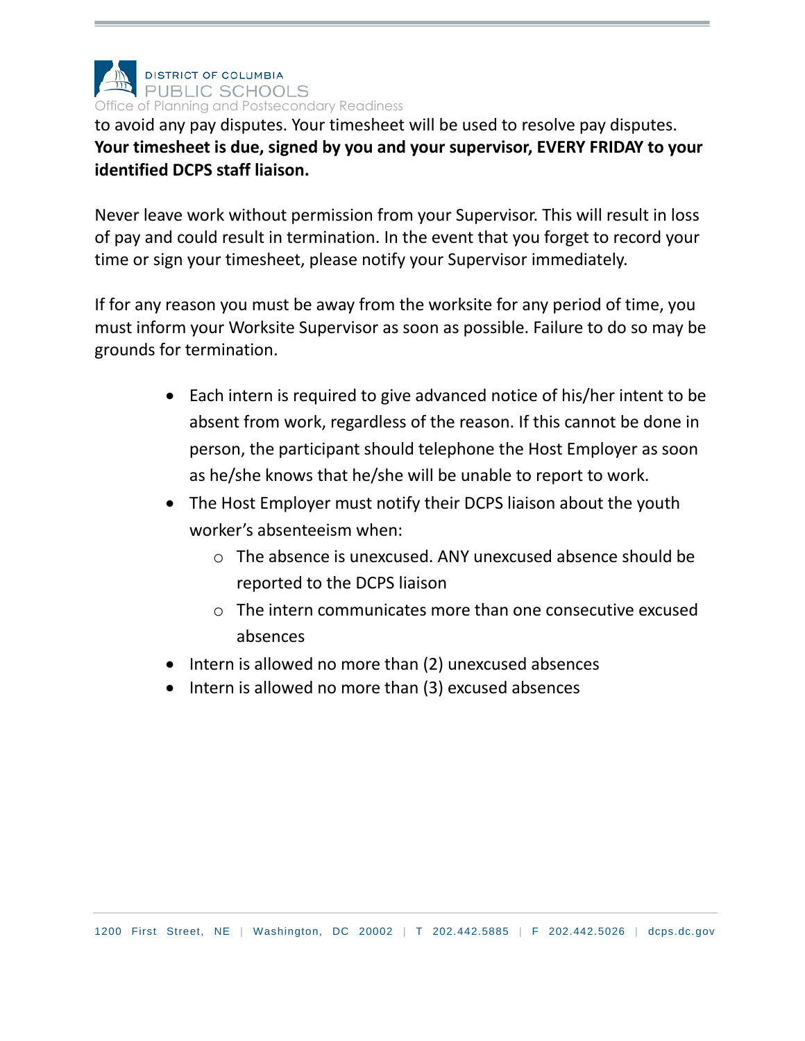to avoid any pay disputes. Your timesheet will be used to resolve pay disputes. **Your timesheet is due, signed by you and your supervisor, EVERY FRIDAY to your identified DCPS staff liaison.**

Never leave work without permission from your Supervisor. This will result in loss of pay and could result in termination. In the event that you forget to record your time or sign your timesheet, please notify your Supervisor immediately.

If for any reason you must be away from the worksite for any period of time, you must inform your Worksite Supervisor as soon as possible. Failure to do so may be grounds for termination.

- Each intern is required to give advanced notice of his/her intent to be absent from work, regardless of the reason. If this cannot be done in person, the participant should telephone the Host Employer as soon as he/she knows that he/she will be unable to report to work.
- The Host Employer must notify their DCPS liaison about the youth worker's absenteeism when:
  - The absence is unexcused. ANY unexcused absence should be reported to the DCPS liaison
  - The intern communicates more than one consecutive excused absences
- Intern is allowed no more than (2) unexcused absences
- Intern is allowed no more than (3) excused absences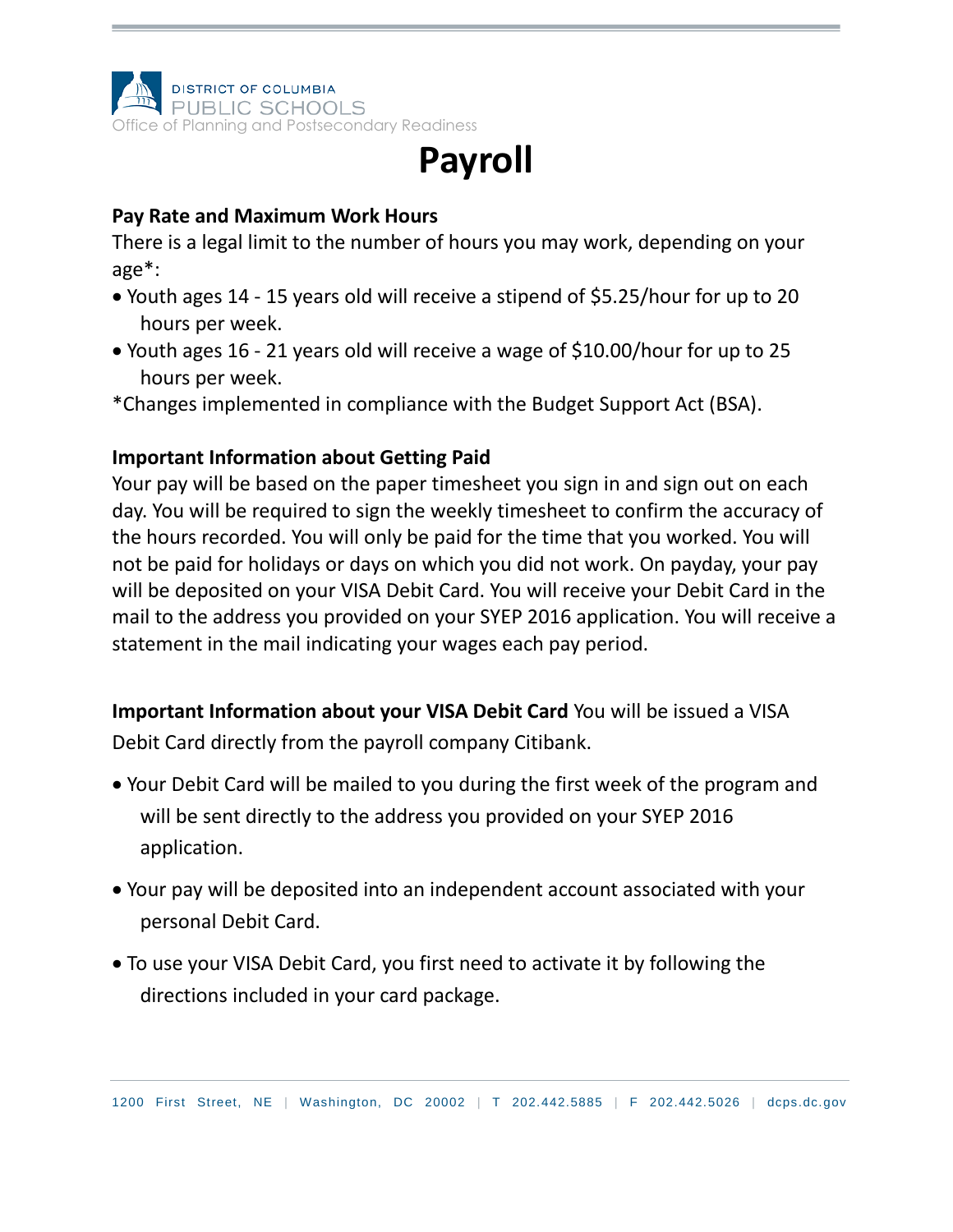DISTRICT OF COLUMBIA
PUBLIC SCHOOLS
Office of Planning and Postsecondary Readiness

# Payroll

**Pay Rate and Maximum Work Hours**

There is a legal limit to the number of hours you may work, depending on your age*:

- Youth ages 14 - 15 years old will receive a stipend of $5.25/hour for up to 20 hours per week.
- Youth ages 16 - 21 years old will receive a wage of $10.00/hour for up to 25 hours per week.

*Changes implemented in compliance with the Budget Support Act (BSA).

**Important Information about Getting Paid**

Your pay will be based on the paper timesheet you sign in and sign out on each day. You will be required to sign the weekly timesheet to confirm the accuracy of the hours recorded. You will only be paid for the time that you worked. You will not be paid for holidays or days on which you did not work. On payday, your pay will be deposited on your VISA Debit Card. You will receive your Debit Card in the mail to the address you provided on your SYEP 2016 application. You will receive a statement in the mail indicating your wages each pay period.

**Important Information about your VISA Debit Card** You will be issued a VISA Debit Card directly from the payroll company Citibank.

- Your Debit Card will be mailed to you during the first week of the program and will be sent directly to the address you provided on your SYEP 2016 application.
- Your pay will be deposited into an independent account associated with your personal Debit Card.
- To use your VISA Debit Card, you first need to activate it by following the directions included in your card package.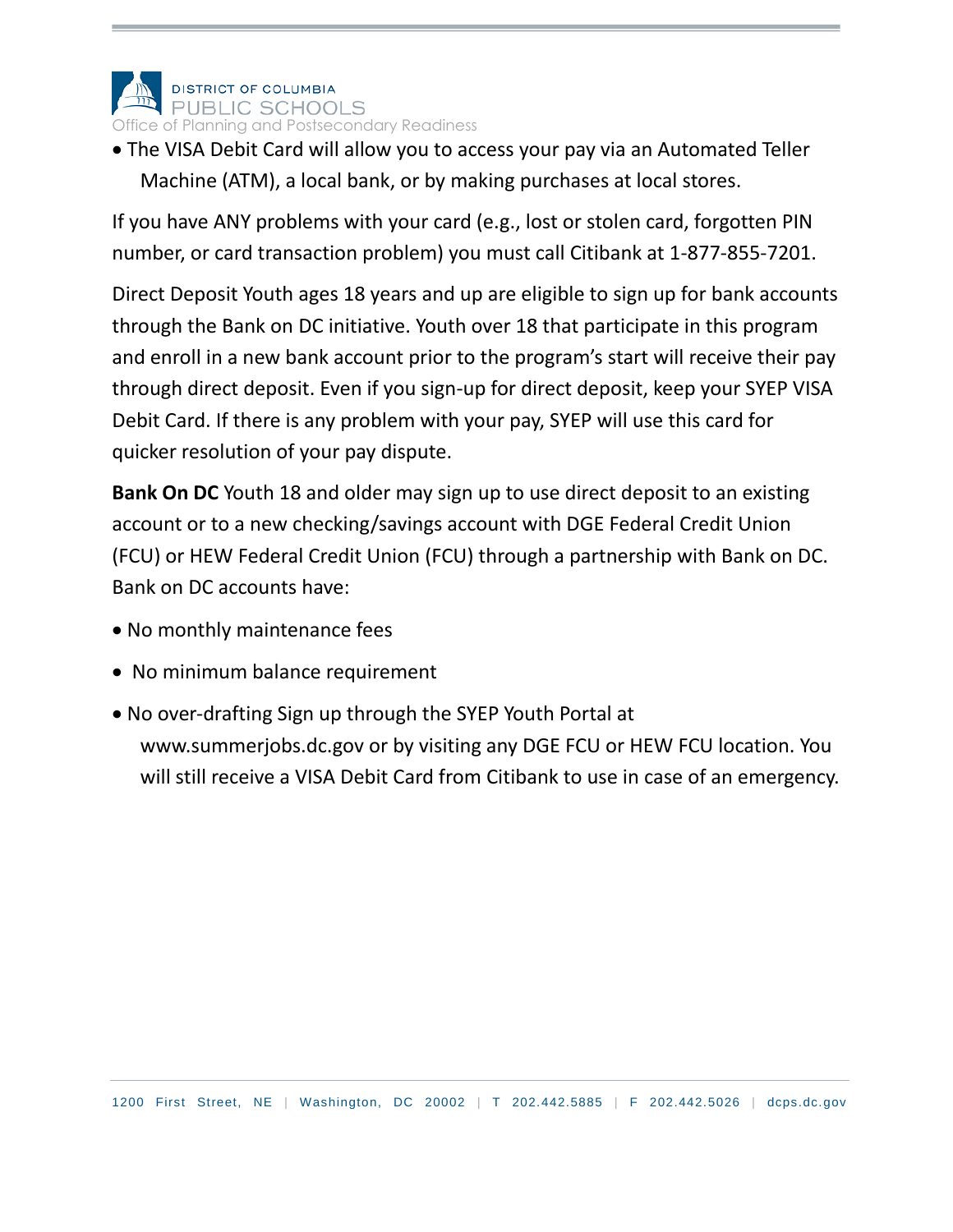- The VISA Debit Card will allow you to access your pay via an Automated Teller Machine (ATM), a local bank, or by making purchases at local stores.

If you have ANY problems with your card (e.g., lost or stolen card, forgotten PIN number, or card transaction problem) you must call Citibank at 1-877-855-7201.

Direct Deposit Youth ages 18 years and up are eligible to sign up for bank accounts through the Bank on DC initiative. Youth over 18 that participate in this program and enroll in a new bank account prior to the program's start will receive their pay through direct deposit. Even if you sign-up for direct deposit, keep your SYEP VISA Debit Card. If there is any problem with your pay, SYEP will use this card for quicker resolution of your pay dispute.

**Bank On DC** Youth 18 and older may sign up to use direct deposit to an existing account or to a new checking/savings account with DGE Federal Credit Union (FCU) or HEW Federal Credit Union (FCU) through a partnership with Bank on DC. Bank on DC accounts have:

- No monthly maintenance fees
- No minimum balance requirement
- No over-drafting Sign up through the SYEP Youth Portal at www.summerjobs.dc.gov or by visiting any DGE FCU or HEW FCU location. You will still receive a VISA Debit Card from Citibank to use in case of an emergency.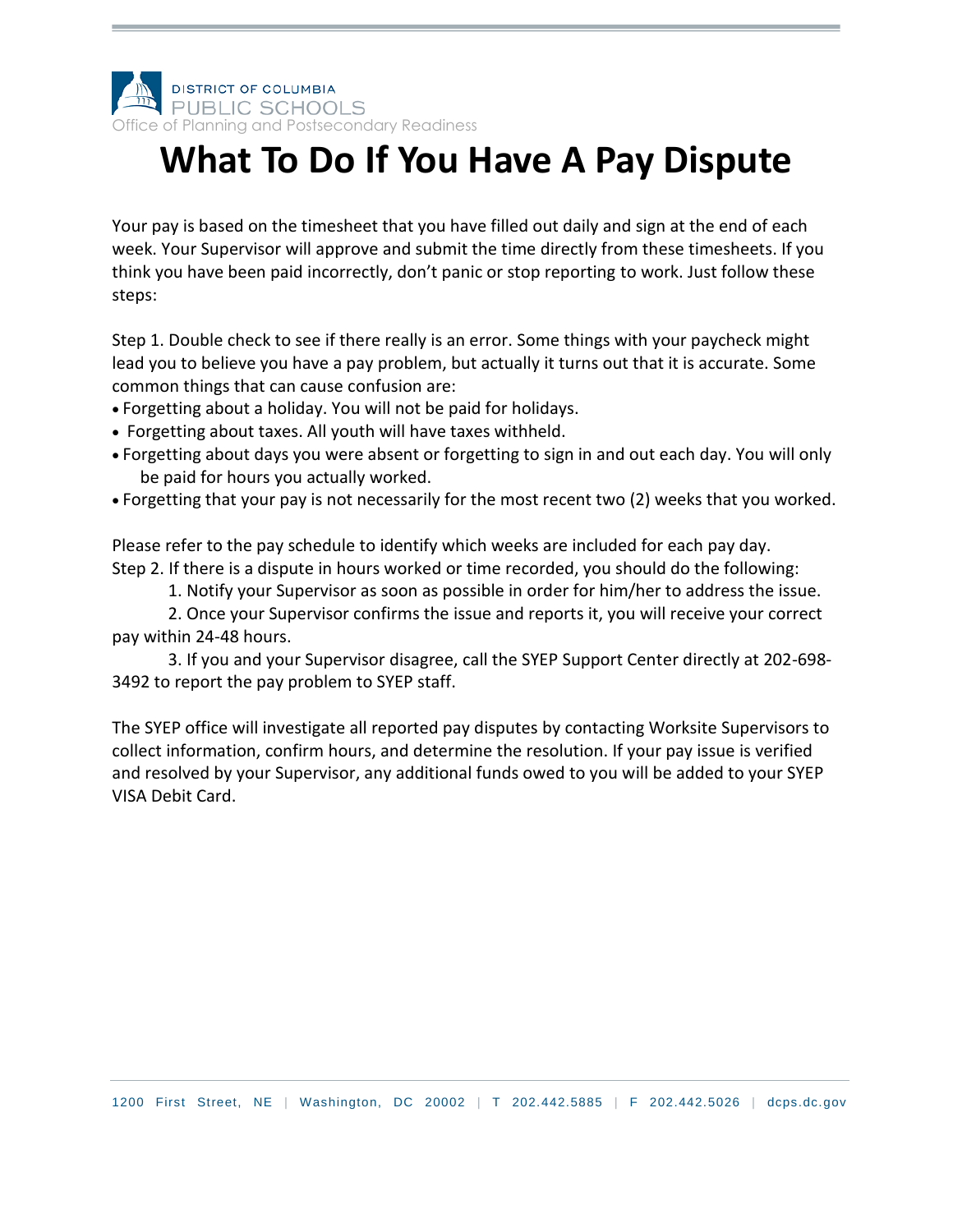DISTRICT OF COLUMBIA
PUBLIC SCHOOLS
Office of Planning and Postsecondary Readiness

# What To Do If You Have A Pay Dispute

Your pay is based on the timesheet that you have filled out daily and sign at the end of each week. Your Supervisor will approve and submit the time directly from these timesheets. If you think you have been paid incorrectly, don't panic or stop reporting to work. Just follow these steps:

Step 1. Double check to see if there really is an error. Some things with your paycheck might lead you to believe you have a pay problem, but actually it turns out that it is accurate. Some common things that can cause confusion are:

- Forgetting about a holiday. You will not be paid for holidays.
- Forgetting about taxes. All youth will have taxes withheld.
- Forgetting about days you were absent or forgetting to sign in and out each day. You will only be paid for hours you actually worked.
- Forgetting that your pay is not necessarily for the most recent two (2) weeks that you worked.

Please refer to the pay schedule to identify which weeks are included for each pay day.

Step 2. If there is a dispute in hours worked or time recorded, you should do the following:

1. Notify your Supervisor as soon as possible in order for him/her to address the issue.
2. Once your Supervisor confirms the issue and reports it, you will receive your correct pay within 24-48 hours.
3. If you and your Supervisor disagree, call the SYEP Support Center directly at 202-698-3492 to report the pay problem to SYEP staff.

The SYEP office will investigate all reported pay disputes by contacting Worksite Supervisors to collect information, confirm hours, and determine the resolution. If your pay issue is verified and resolved by your Supervisor, any additional funds owed to you will be added to your SYEP VISA Debit Card.

1200 First Street, NE | Washington, DC 20002 | T 202.442.5885 | F 202.442.5026 | dcps.dc.gov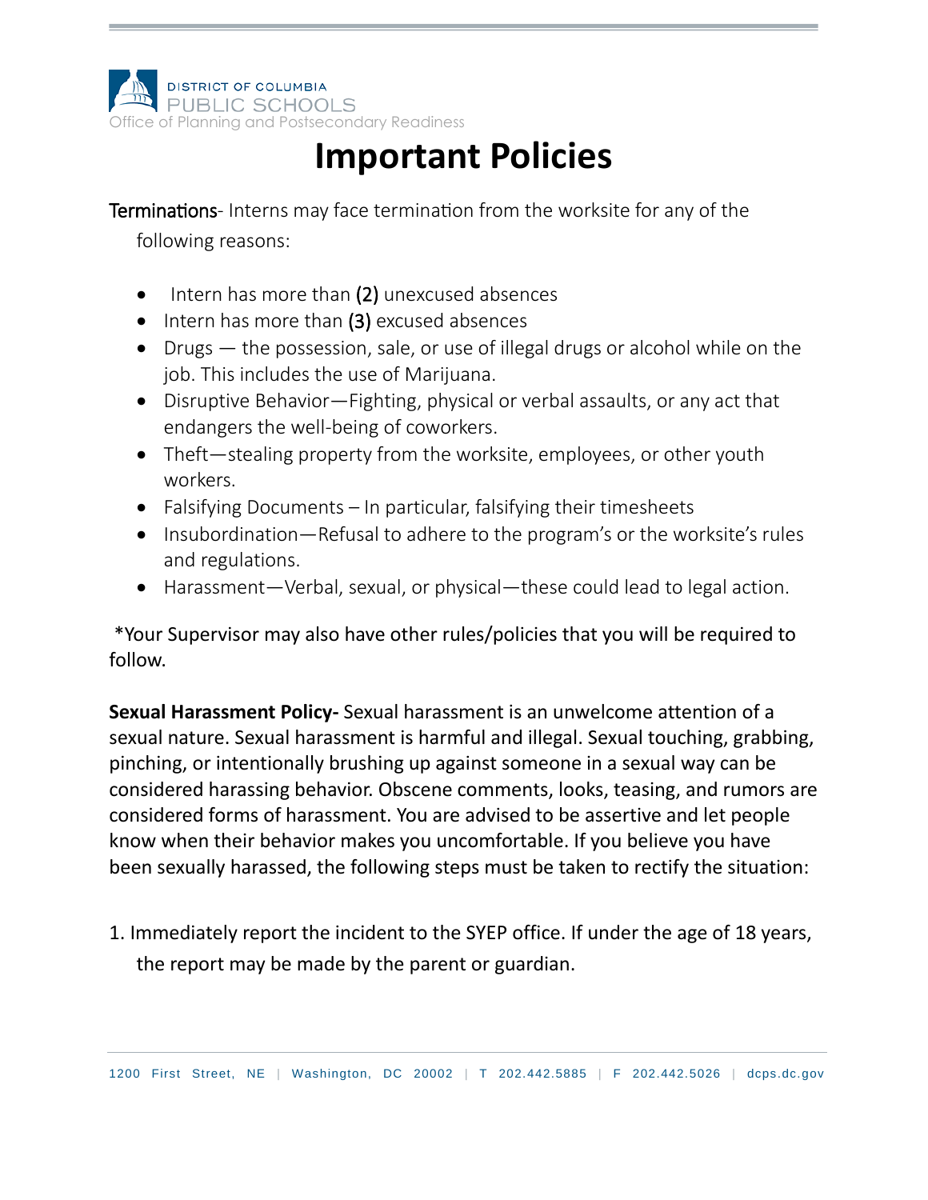DISTRICT OF COLUMBIA
PUBLIC SCHOOLS
Office of Planning and Postsecondary Readiness

# Important Policies

Terminations- Interns may face termination from the worksite for any of the following reasons:

- Intern has more than **(2)** unexcused absences
- Intern has more than **(3)** excused absences
- Drugs — the possession, sale, or use of illegal drugs or alcohol while on the job. This includes the use of Marijuana.
- Disruptive Behavior—Fighting, physical or verbal assaults, or any act that endangers the well-being of coworkers.
- Theft—stealing property from the worksite, employees, or other youth workers.
- Falsifying Documents – In particular, falsifying their timesheets
- Insubordination—Refusal to adhere to the program's or the worksite's rules and regulations.
- Harassment—Verbal, sexual, or physical—these could lead to legal action.

*Your Supervisor may also have other rules/policies that you will be required to follow.

**Sexual Harassment Policy-** Sexual harassment is an unwelcome attention of a sexual nature. Sexual harassment is harmful and illegal. Sexual touching, grabbing, pinching, or intentionally brushing up against someone in a sexual way can be considered harassing behavior. Obscene comments, looks, teasing, and rumors are considered forms of harassment. You are advised to be assertive and let people know when their behavior makes you uncomfortable. If you believe you have been sexually harassed, the following steps must be taken to rectify the situation:

1. Immediately report the incident to the SYEP office. If under the age of 18 years, the report may be made by the parent or guardian.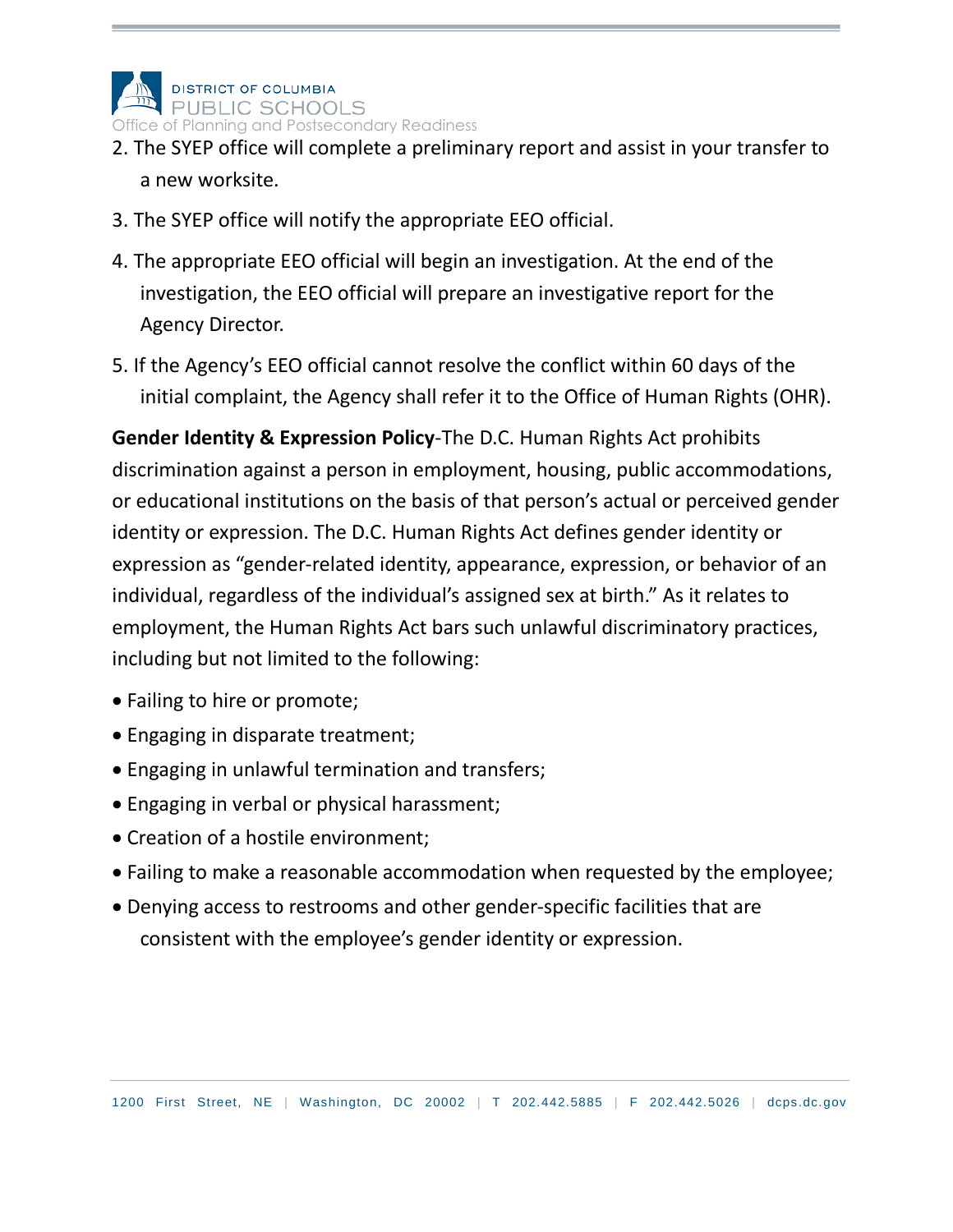2. The SYEP office will complete a preliminary report and assist in your transfer to a new worksite.
3. The SYEP office will notify the appropriate EEO official.
4. The appropriate EEO official will begin an investigation. At the end of the investigation, the EEO official will prepare an investigative report for the Agency Director.
5. If the Agency's EEO official cannot resolve the conflict within 60 days of the initial complaint, the Agency shall refer it to the Office of Human Rights (OHR).

**Gender Identity & Expression Policy**-The D.C. Human Rights Act prohibits discrimination against a person in employment, housing, public accommodations, or educational institutions on the basis of that person's actual or perceived gender identity or expression. The D.C. Human Rights Act defines gender identity or expression as "gender-related identity, appearance, expression, or behavior of an individual, regardless of the individual's assigned sex at birth." As it relates to employment, the Human Rights Act bars such unlawful discriminatory practices, including but not limited to the following:

- Failing to hire or promote;
- Engaging in disparate treatment;
- Engaging in unlawful termination and transfers;
- Engaging in verbal or physical harassment;
- Creation of a hostile environment;
- Failing to make a reasonable accommodation when requested by the employee;
- Denying access to restrooms and other gender-specific facilities that are consistent with the employee's gender identity or expression.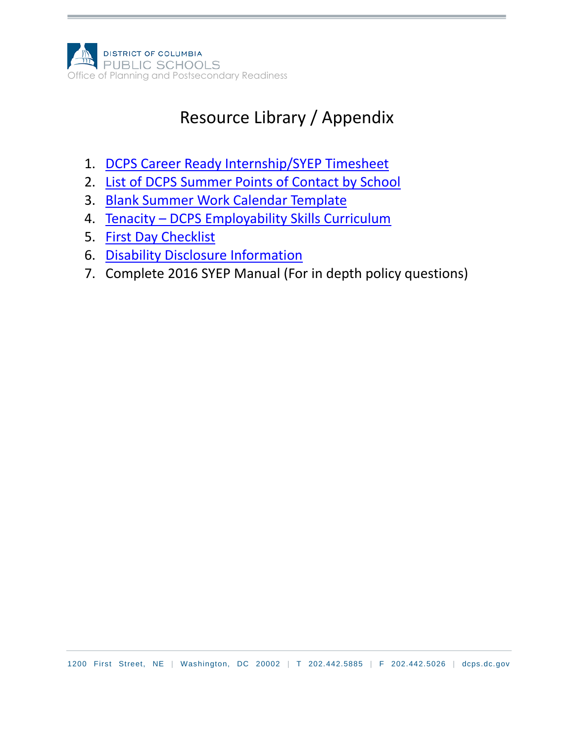DISTRICT OF COLUMBIA
PUBLIC SCHOOLS
Office of Planning and Postsecondary Readiness

# Resource Library / Appendix

1. DCPS Career Ready Internship/SYEP Timesheet
2. List of DCPS Summer Points of Contact by School
3. Blank Summer Work Calendar Template
4. Tenacity – DCPS Employability Skills Curriculum
5. First Day Checklist
6. Disability Disclosure Information
7. Complete 2016 SYEP Manual (For in depth policy questions)

1200 First Street, NE | Washington, DC 20002 | T 202.442.5885 | F 202.442.5026 | dcps.dc.gov